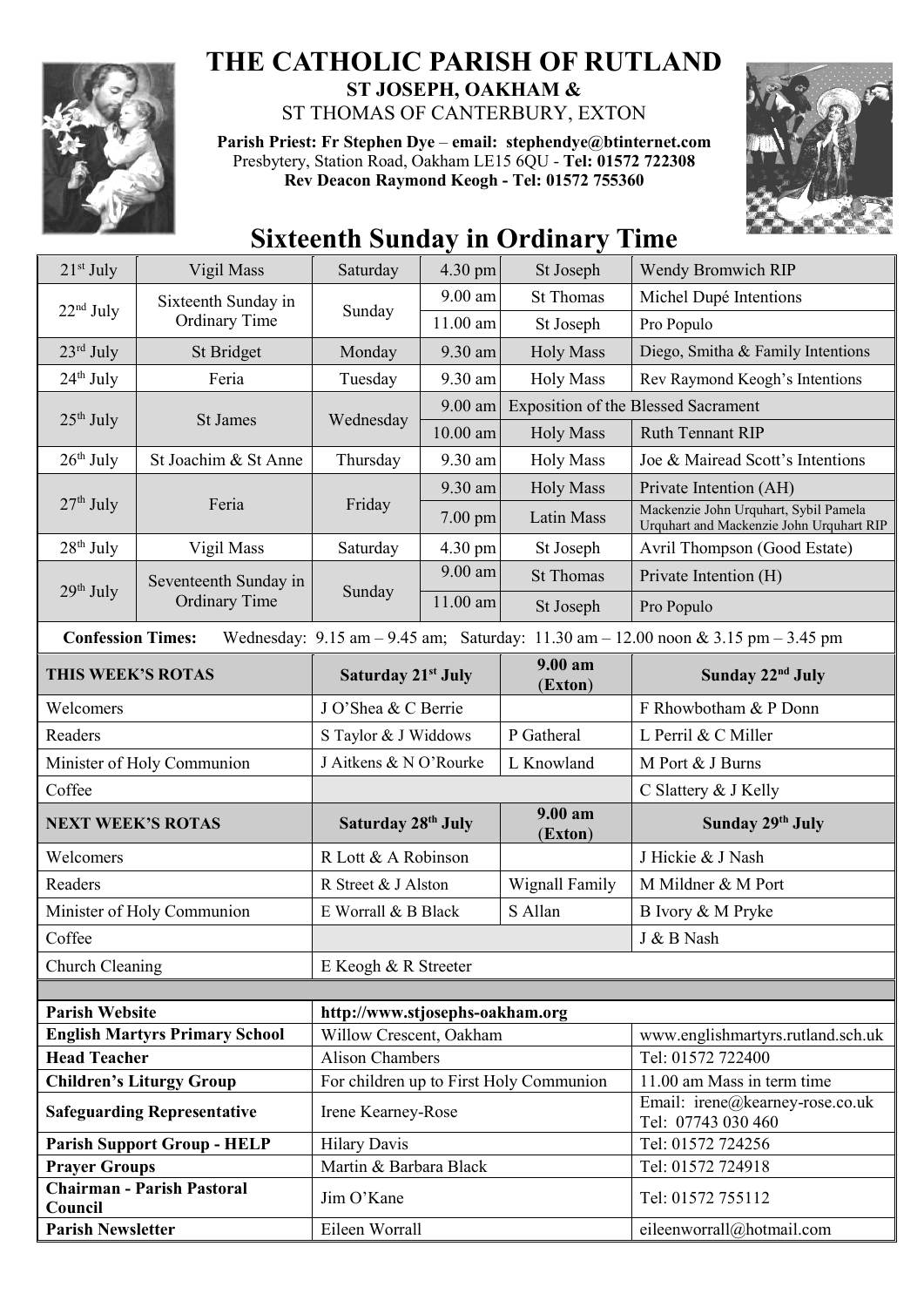# THE CATHOLIC PARISH OF RUTLAND

**ST JOSEPH, OAKHAM &**

ST THOMAS OF CANTERBURY, EXTON

**Parish Priest: Fr Stephen Dye – email: stephendye@btinternet.com**
Presbytery, Station Road, Oakham LE15 6QU - **Tel: 01572 722308**
**Rev Deacon Raymond Keogh - Tel: 01572 755360**

## Sixteenth Sunday in Ordinary Time

| | | | | | |
|---|---|---|---|---|---|
| 21st July | Vigil Mass | Saturday | 4.30 pm | St Joseph | Wendy Bromwich RIP |
| 22nd July | Sixteenth Sunday in Ordinary Time | Sunday | 9.00 am | St Thomas | Michel Dupé Intentions |
| | | | 11.00 am | St Joseph | Pro Populo |
| 23rd July | St Bridget | Monday | 9.30 am | Holy Mass | Diego, Smitha & Family Intentions |
| 24th July | Feria | Tuesday | 9.30 am | Holy Mass | Rev Raymond Keogh's Intentions |
| 25th July | St James | Wednesday | 9.00 am | Exposition of the Blessed Sacrament | |
| | | | 10.00 am | Holy Mass | Ruth Tennant RIP |
| 26th July | St Joachim & St Anne | Thursday | 9.30 am | Holy Mass | Joe & Mairead Scott's Intentions |
| 27th July | Feria | Friday | 9.30 am | Holy Mass | Private Intention (AH) |
| | | | 7.00 pm | Latin Mass | Mackenzie John Urquhart, Sybil Pamela Urquhart and Mackenzie John Urquhart RIP |
| 28th July | Vigil Mass | Saturday | 4.30 pm | St Joseph | Avril Thompson (Good Estate) |
| 29th July | Seventeenth Sunday in Ordinary Time | Sunday | 9.00 am | St Thomas | Private Intention (H) |
| | | | 11.00 am | St Joseph | Pro Populo |

**Confession Times:** Wednesday: 9.15 am – 9.45 am; Saturday: 11.30 am – 12.00 noon & 3.15 pm – 3.45 pm

| **THIS WEEK'S ROTAS** | **Saturday 21st July** | **9.00 am (Exton)** | **Sunday 22nd July** |
|---|---|---|---|
| Welcomers | J O'Shea & C Berrie | | F Rhowbotham & P Donn |
| Readers | S Taylor & J Widdows | P Gatheral | L Perril & C Miller |
| Minister of Holy Communion | J Aitkens & N O'Rourke | L Knowland | M Port & J Burns |
| Coffee | | | C Slattery & J Kelly |
| **NEXT WEEK'S ROTAS** | **Saturday 28th July** | **9.00 am (Exton)** | **Sunday 29th July** |
| Welcomers | R Lott & A Robinson | | J Hickie & J Nash |
| Readers | R Street & J Alston | Wignall Family | M Mildner & M Port |
| Minister of Holy Communion | E Worrall & B Black | S Allan | B Ivory & M Pryke |
| Coffee | | | J & B Nash |
| Church Cleaning | E Keogh & R Streeter | | |

| | | |
|---|---|---|
| **Parish Website** | **http://www.stjosephs-oakham.org** | |
| **English Martyrs Primary School** | Willow Crescent, Oakham | www.englishmartyrs.rutland.sch.uk |
| **Head Teacher** | Alison Chambers | Tel: 01572 722400 |
| **Children's Liturgy Group** | For children up to First Holy Communion | 11.00 am Mass in term time |
| **Safeguarding Representative** | Irene Kearney-Rose | Email: irene@kearney-rose.co.uk Tel: 07743 030 460 |
| **Parish Support Group - HELP** | Hilary Davis | Tel: 01572 724256 |
| **Prayer Groups** | Martin & Barbara Black | Tel: 01572 724918 |
| **Chairman - Parish Pastoral Council** | Jim O'Kane | Tel: 01572 755112 |
| **Parish Newsletter** | Eileen Worrall | eileenworrall@hotmail.com |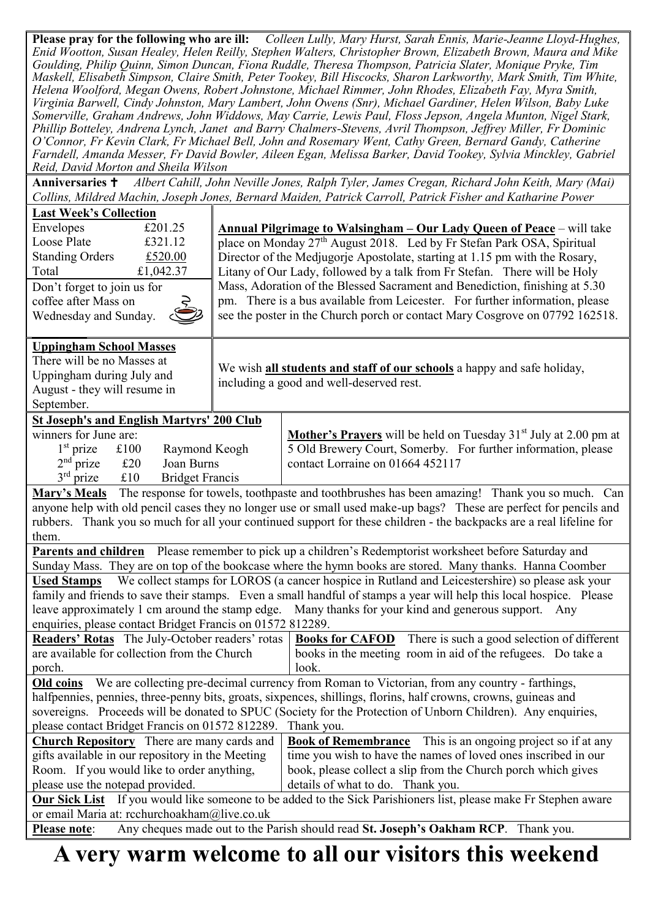**Please pray for the following who are ill:** *Colleen Lully, Mary Hurst, Sarah Ennis, Marie-Jeanne Lloyd-Hughes, Enid Wootton, Susan Healey, Helen Reilly, Stephen Walters, Christopher Brown, Elizabeth Brown, Maura and Mike Goulding, Philip Quinn, Simon Duncan, Fiona Ruddle, Theresa Thompson, Patricia Slater, Monique Pryke, Tim Maskell, Elisabeth Simpson, Claire Smith, Peter Tookey, Bill Hiscocks, Sharon Larkworthy, Mark Smith, Tim White, Helena Woolford, Megan Owens, Robert Johnstone, Michael Rimmer, John Rhodes, Elizabeth Fay, Myra Smith, Virginia Barwell, Cindy Johnston, Mary Lambert, John Owens (Snr), Michael Gardiner, Helen Wilson, Baby Luke Somerville, Graham Andrews, John Widdows, May Carrie, Lewis Paul, Floss Jepson, Angela Munton, Nigel Stark, Phillip Botteley, Andrena Lynch, Janet and Barry Chalmers-Stevens, Avril Thompson, Jeffrey Miller, Fr Dominic O'Connor, Fr Kevin Clark, Fr Michael Bell, John and Rosemary Went, Cathy Green, Bernard Gandy, Catherine Farndell, Amanda Messer, Fr David Bowler, Aileen Egan, Melissa Barker, David Tookey, Sylvia Minckley, Gabriel Reid, David Morton and Sheila Wilson*

**Anniversaries ✝** *Albert Cahill, John Neville Jones, Ralph Tyler, James Cregan, Richard John Keith, Mary (Mai) Collins, Mildred Machin, Joseph Jones, Bernard Maiden, Patrick Carroll, Patrick Fisher and Katharine Power*

**Last Week's Collection**

| | |
|---|---|
| Envelopes | £201.25 |
| Loose Plate | £321.12 |
| Standing Orders | £520.00 |
| Total | £1,042.37 |

Don't forget to join us for coffee after Mass on Wednesday and Sunday.

**Annual Pilgrimage to Walsingham – Our Lady Queen of Peace** – will take place on Monday 27th August 2018. Led by Fr Stefan Park OSA, Spiritual Director of the Medjugorje Apostolate, starting at 1.15 pm with the Rosary, Litany of Our Lady, followed by a talk from Fr Stefan. There will be Holy Mass, Adoration of the Blessed Sacrament and Benediction, finishing at 5.30 pm. There is a bus available from Leicester. For further information, please see the poster in the Church porch or contact Mary Cosgrove on 07792 162518.

**Uppingham School Masses**
There will be no Masses at Uppingham during July and August - they will resume in September.

We wish **all students and staff of our schools** a happy and safe holiday, including a good and well-deserved rest.

**St Joseph's and English Martyrs' 200 Club**
winners for June are:

| | | |
|---|---|---|
| 1st prize | £100 | Raymond Keogh |
| 2nd prize | £20 | Joan Burns |
| 3rd prize | £10 | Bridget Francis |

**Mother's Prayers** will be held on Tuesday 31st July at 2.00 pm at 5 Old Brewery Court, Somerby. For further information, please contact Lorraine on 01664 452117

**Mary's Meals** The response for towels, toothpaste and toothbrushes has been amazing! Thank you so much. Can anyone help with old pencil cases they no longer use or small used make-up bags? These are perfect for pencils and rubbers. Thank you so much for all your continued support for these children - the backpacks are a real lifeline for them.

**Parents and children** Please remember to pick up a children's Redemptorist worksheet before Saturday and Sunday Mass. They are on top of the bookcase where the hymn books are stored. Many thanks. Hanna Coomber

**Used Stamps** We collect stamps for LOROS (a cancer hospice in Rutland and Leicestershire) so please ask your family and friends to save their stamps. Even a small handful of stamps a year will help this local hospice. Please leave approximately 1 cm around the stamp edge. Many thanks for your kind and generous support. Any enquiries, please contact Bridget Francis on 01572 812289.

**Readers' Rotas** The July-October readers' rotas are available for collection from the Church porch.

**Books for CAFOD** There is such a good selection of different books in the meeting room in aid of the refugees. Do take a look.

**Old coins** We are collecting pre-decimal currency from Roman to Victorian, from any country - farthings, halfpennies, pennies, three-penny bits, groats, sixpences, shillings, florins, half crowns, crowns, guineas and sovereigns. Proceeds will be donated to SPUC (Society for the Protection of Unborn Children). Any enquiries, please contact Bridget Francis on 01572 812289. Thank you.

**Church Repository** There are many cards and gifts available in our repository in the Meeting Room. If you would like to order anything, please use the notepad provided.

**Book of Remembrance** This is an ongoing project so if at any time you wish to have the names of loved ones inscribed in our book, please collect a slip from the Church porch which gives details of what to do. Thank you.

**Our Sick List** If you would like someone to be added to the Sick Parishioners list, please make Fr Stephen aware or email Maria at: rcchurchoakham@live.co.uk

**Please note**: Any cheques made out to the Parish should read **St. Joseph's Oakham RCP**. Thank you.

# A very warm welcome to all our visitors this weekend